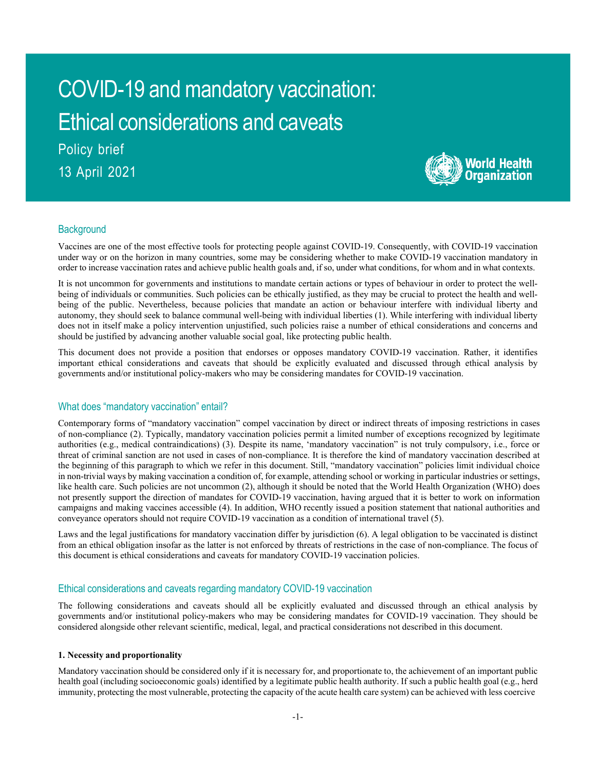# COVID-19 and mandatory vaccination: Ethical considerations and caveats

Policy brief

13 April 2021

## Background

Vaccines are one of the most effective tools for protecting people against COVID-19. Consequently, with COVID-19 vaccination under way or on the horizon in many countries, some may be considering whether to make COVID-19 vaccination mandatory in order to increase vaccination rates and achieve public health goals and, if so, under what conditions, for whom and in what contexts.

It is not uncommon for governments and institutions to mandate certain actions or types of behaviour in order to protect the well-being of individuals or communities. Such policies can be ethically justified, as they may be crucial to protect the health and well-being of the public. Nevertheless, because policies that mandate an action or behaviour interfere with individual liberty and autonomy, they should seek to balance communal well-being with individual liberties (1). While interfering with individual liberty does not in itself make a policy intervention unjustified, such policies raise a number of ethical considerations and concerns and should be justified by advancing another valuable social goal, like protecting public health.

This document does not provide a position that endorses or opposes mandatory COVID-19 vaccination. Rather, it identifies important ethical considerations and caveats that should be explicitly evaluated and discussed through ethical analysis by governments and/or institutional policy-makers who may be considering mandates for COVID-19 vaccination.

## What does "mandatory vaccination" entail?

Contemporary forms of "mandatory vaccination" compel vaccination by direct or indirect threats of imposing restrictions in cases of non-compliance (2). Typically, mandatory vaccination policies permit a limited number of exceptions recognized by legitimate authorities (e.g., medical contraindications) (3). Despite its name, 'mandatory vaccination" is not truly compulsory, i.e., force or threat of criminal sanction are not used in cases of non-compliance. It is therefore the kind of mandatory vaccination described at the beginning of this paragraph to which we refer in this document. Still, "mandatory vaccination" policies limit individual choice in non-trivial ways by making vaccination a condition of, for example, attending school or working in particular industries or settings, like health care. Such policies are not uncommon (2), although it should be noted that the World Health Organization (WHO) does not presently support the direction of mandates for COVID-19 vaccination, having argued that it is better to work on information campaigns and making vaccines accessible (4). In addition, WHO recently issued a position statement that national authorities and conveyance operators should not require COVID-19 vaccination as a condition of international travel (5).

Laws and the legal justifications for mandatory vaccination differ by jurisdiction (6). A legal obligation to be vaccinated is distinct from an ethical obligation insofar as the latter is not enforced by threats of restrictions in the case of non-compliance. The focus of this document is ethical considerations and caveats for mandatory COVID-19 vaccination policies.

## Ethical considerations and caveats regarding mandatory COVID-19 vaccination

The following considerations and caveats should all be explicitly evaluated and discussed through an ethical analysis by governments and/or institutional policy-makers who may be considering mandates for COVID-19 vaccination. They should be considered alongside other relevant scientific, medical, legal, and practical considerations not described in this document.

### 1. Necessity and proportionality

Mandatory vaccination should be considered only if it is necessary for, and proportionate to, the achievement of an important public health goal (including socioeconomic goals) identified by a legitimate public health authority. If such a public health goal (e.g., herd immunity, protecting the most vulnerable, protecting the capacity of the acute health care system) can be achieved with less coercive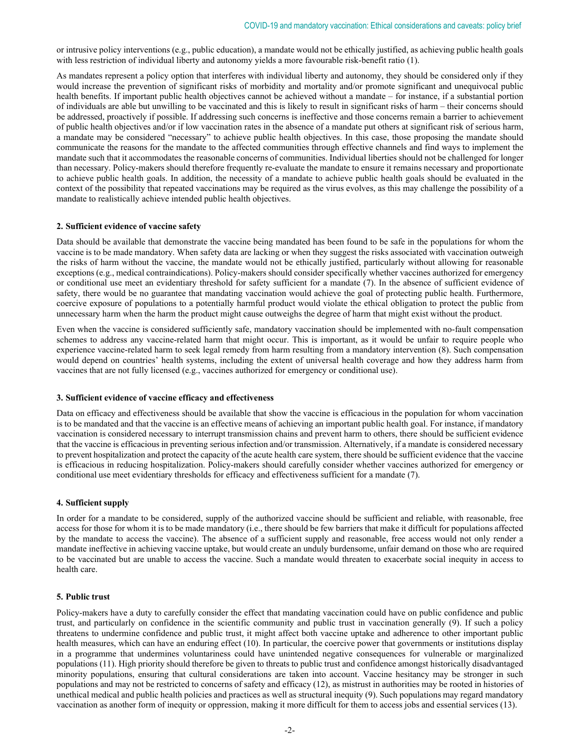or intrusive policy interventions (e.g., public education), a mandate would not be ethically justified, as achieving public health goals with less restriction of individual liberty and autonomy yields a more favourable risk-benefit ratio (1).

As mandates represent a policy option that interferes with individual liberty and autonomy, they should be considered only if they would increase the prevention of significant risks of morbidity and mortality and/or promote significant and unequivocal public health benefits. If important public health objectives cannot be achieved without a mandate – for instance, if a substantial portion of individuals are able but unwilling to be vaccinated and this is likely to result in significant risks of harm – their concerns should be addressed, proactively if possible. If addressing such concerns is ineffective and those concerns remain a barrier to achievement of public health objectives and/or if low vaccination rates in the absence of a mandate put others at significant risk of serious harm, a mandate may be considered "necessary" to achieve public health objectives. In this case, those proposing the mandate should communicate the reasons for the mandate to the affected communities through effective channels and find ways to implement the mandate such that it accommodates the reasonable concerns of communities. Individual liberties should not be challenged for longer than necessary. Policy-makers should therefore frequently re-evaluate the mandate to ensure it remains necessary and proportionate to achieve public health goals. In addition, the necessity of a mandate to achieve public health goals should be evaluated in the context of the possibility that repeated vaccinations may be required as the virus evolves, as this may challenge the possibility of a mandate to realistically achieve intended public health objectives.

**2. Sufficient evidence of vaccine safety**

Data should be available that demonstrate the vaccine being mandated has been found to be safe in the populations for whom the vaccine is to be made mandatory. When safety data are lacking or when they suggest the risks associated with vaccination outweigh the risks of harm without the vaccine, the mandate would not be ethically justified, particularly without allowing for reasonable exceptions (e.g., medical contraindications). Policy-makers should consider specifically whether vaccines authorized for emergency or conditional use meet an evidentiary threshold for safety sufficient for a mandate (7). In the absence of sufficient evidence of safety, there would be no guarantee that mandating vaccination would achieve the goal of protecting public health. Furthermore, coercive exposure of populations to a potentially harmful product would violate the ethical obligation to protect the public from unnecessary harm when the harm the product might cause outweighs the degree of harm that might exist without the product.

Even when the vaccine is considered sufficiently safe, mandatory vaccination should be implemented with no-fault compensation schemes to address any vaccine-related harm that might occur. This is important, as it would be unfair to require people who experience vaccine-related harm to seek legal remedy from harm resulting from a mandatory intervention (8). Such compensation would depend on countries' health systems, including the extent of universal health coverage and how they address harm from vaccines that are not fully licensed (e.g., vaccines authorized for emergency or conditional use).

**3. Sufficient evidence of vaccine efficacy and effectiveness**

Data on efficacy and effectiveness should be available that show the vaccine is efficacious in the population for whom vaccination is to be mandated and that the vaccine is an effective means of achieving an important public health goal. For instance, if mandatory vaccination is considered necessary to interrupt transmission chains and prevent harm to others, there should be sufficient evidence that the vaccine is efficacious in preventing serious infection and/or transmission. Alternatively, if a mandate is considered necessary to prevent hospitalization and protect the capacity of the acute health care system, there should be sufficient evidence that the vaccine is efficacious in reducing hospitalization. Policy-makers should carefully consider whether vaccines authorized for emergency or conditional use meet evidentiary thresholds for efficacy and effectiveness sufficient for a mandate (7).

**4. Sufficient supply**

In order for a mandate to be considered, supply of the authorized vaccine should be sufficient and reliable, with reasonable, free access for those for whom it is to be made mandatory (i.e., there should be few barriers that make it difficult for populations affected by the mandate to access the vaccine). The absence of a sufficient supply and reasonable, free access would not only render a mandate ineffective in achieving vaccine uptake, but would create an unduly burdensome, unfair demand on those who are required to be vaccinated but are unable to access the vaccine. Such a mandate would threaten to exacerbate social inequity in access to health care.

**5. Public trust**

Policy-makers have a duty to carefully consider the effect that mandating vaccination could have on public confidence and public trust, and particularly on confidence in the scientific community and public trust in vaccination generally (9). If such a policy threatens to undermine confidence and public trust, it might affect both vaccine uptake and adherence to other important public health measures, which can have an enduring effect (10). In particular, the coercive power that governments or institutions display in a programme that undermines voluntariness could have unintended negative consequences for vulnerable or marginalized populations (11). High priority should therefore be given to threats to public trust and confidence amongst historically disadvantaged minority populations, ensuring that cultural considerations are taken into account. Vaccine hesitancy may be stronger in such populations and may not be restricted to concerns of safety and efficacy (12), as mistrust in authorities may be rooted in histories of unethical medical and public health policies and practices as well as structural inequity (9). Such populations may regard mandatory vaccination as another form of inequity or oppression, making it more difficult for them to access jobs and essential services (13).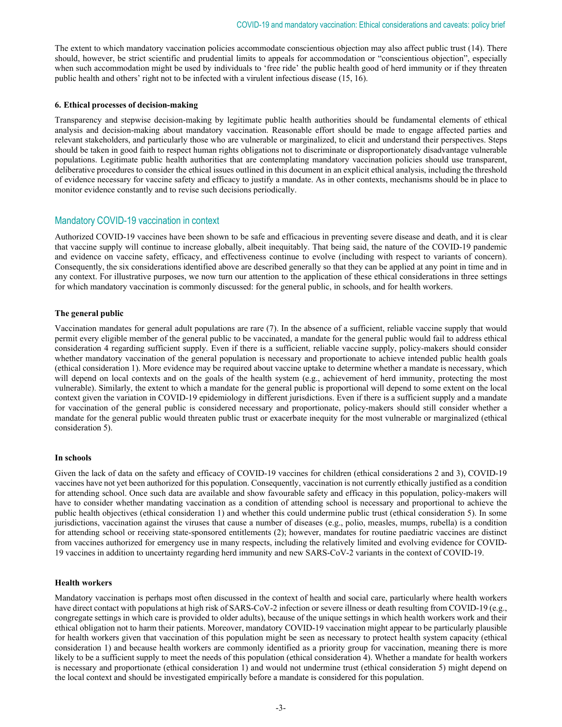The extent to which mandatory vaccination policies accommodate conscientious objection may also affect public trust (14). There should, however, be strict scientific and prudential limits to appeals for accommodation or "conscientious objection", especially when such accommodation might be used by individuals to 'free ride' the public health good of herd immunity or if they threaten public health and others' right not to be infected with a virulent infectious disease (15, 16).

#### 6. Ethical processes of decision-making

Transparency and stepwise decision-making by legitimate public health authorities should be fundamental elements of ethical analysis and decision-making about mandatory vaccination. Reasonable effort should be made to engage affected parties and relevant stakeholders, and particularly those who are vulnerable or marginalized, to elicit and understand their perspectives. Steps should be taken in good faith to respect human rights obligations not to discriminate or disproportionately disadvantage vulnerable populations. Legitimate public health authorities that are contemplating mandatory vaccination policies should use transparent, deliberative procedures to consider the ethical issues outlined in this document in an explicit ethical analysis, including the threshold of evidence necessary for vaccine safety and efficacy to justify a mandate. As in other contexts, mechanisms should be in place to monitor evidence constantly and to revise such decisions periodically.

## Mandatory COVID-19 vaccination in context

Authorized COVID-19 vaccines have been shown to be safe and efficacious in preventing severe disease and death, and it is clear that vaccine supply will continue to increase globally, albeit inequitably. That being said, the nature of the COVID-19 pandemic and evidence on vaccine safety, efficacy, and effectiveness continue to evolve (including with respect to variants of concern). Consequently, the six considerations identified above are described generally so that they can be applied at any point in time and in any context. For illustrative purposes, we now turn our attention to the application of these ethical considerations in three settings for which mandatory vaccination is commonly discussed: for the general public, in schools, and for health workers.

#### The general public

Vaccination mandates for general adult populations are rare (7). In the absence of a sufficient, reliable vaccine supply that would permit every eligible member of the general public to be vaccinated, a mandate for the general public would fail to address ethical consideration 4 regarding sufficient supply. Even if there is a sufficient, reliable vaccine supply, policy-makers should consider whether mandatory vaccination of the general population is necessary and proportionate to achieve intended public health goals (ethical consideration 1). More evidence may be required about vaccine uptake to determine whether a mandate is necessary, which will depend on local contexts and on the goals of the health system (e.g., achievement of herd immunity, protecting the most vulnerable). Similarly, the extent to which a mandate for the general public is proportional will depend to some extent on the local context given the variation in COVID-19 epidemiology in different jurisdictions. Even if there is a sufficient supply and a mandate for vaccination of the general public is considered necessary and proportionate, policy-makers should still consider whether a mandate for the general public would threaten public trust or exacerbate inequity for the most vulnerable or marginalized (ethical consideration 5).

#### In schools

Given the lack of data on the safety and efficacy of COVID-19 vaccines for children (ethical considerations 2 and 3), COVID-19 vaccines have not yet been authorized for this population. Consequently, vaccination is not currently ethically justified as a condition for attending school. Once such data are available and show favourable safety and efficacy in this population, policy-makers will have to consider whether mandating vaccination as a condition of attending school is necessary and proportional to achieve the public health objectives (ethical consideration 1) and whether this could undermine public trust (ethical consideration 5). In some jurisdictions, vaccination against the viruses that cause a number of diseases (e.g., polio, measles, mumps, rubella) is a condition for attending school or receiving state-sponsored entitlements (2); however, mandates for routine paediatric vaccines are distinct from vaccines authorized for emergency use in many respects, including the relatively limited and evolving evidence for COVID-19 vaccines in addition to uncertainty regarding herd immunity and new SARS-CoV-2 variants in the context of COVID-19.

#### Health workers

Mandatory vaccination is perhaps most often discussed in the context of health and social care, particularly where health workers have direct contact with populations at high risk of SARS-CoV-2 infection or severe illness or death resulting from COVID-19 (e.g., congregate settings in which care is provided to older adults), because of the unique settings in which health workers work and their ethical obligation not to harm their patients. Moreover, mandatory COVID-19 vaccination might appear to be particularly plausible for health workers given that vaccination of this population might be seen as necessary to protect health system capacity (ethical consideration 1) and because health workers are commonly identified as a priority group for vaccination, meaning there is more likely to be a sufficient supply to meet the needs of this population (ethical consideration 4). Whether a mandate for health workers is necessary and proportionate (ethical consideration 1) and would not undermine trust (ethical consideration 5) might depend on the local context and should be investigated empirically before a mandate is considered for this population.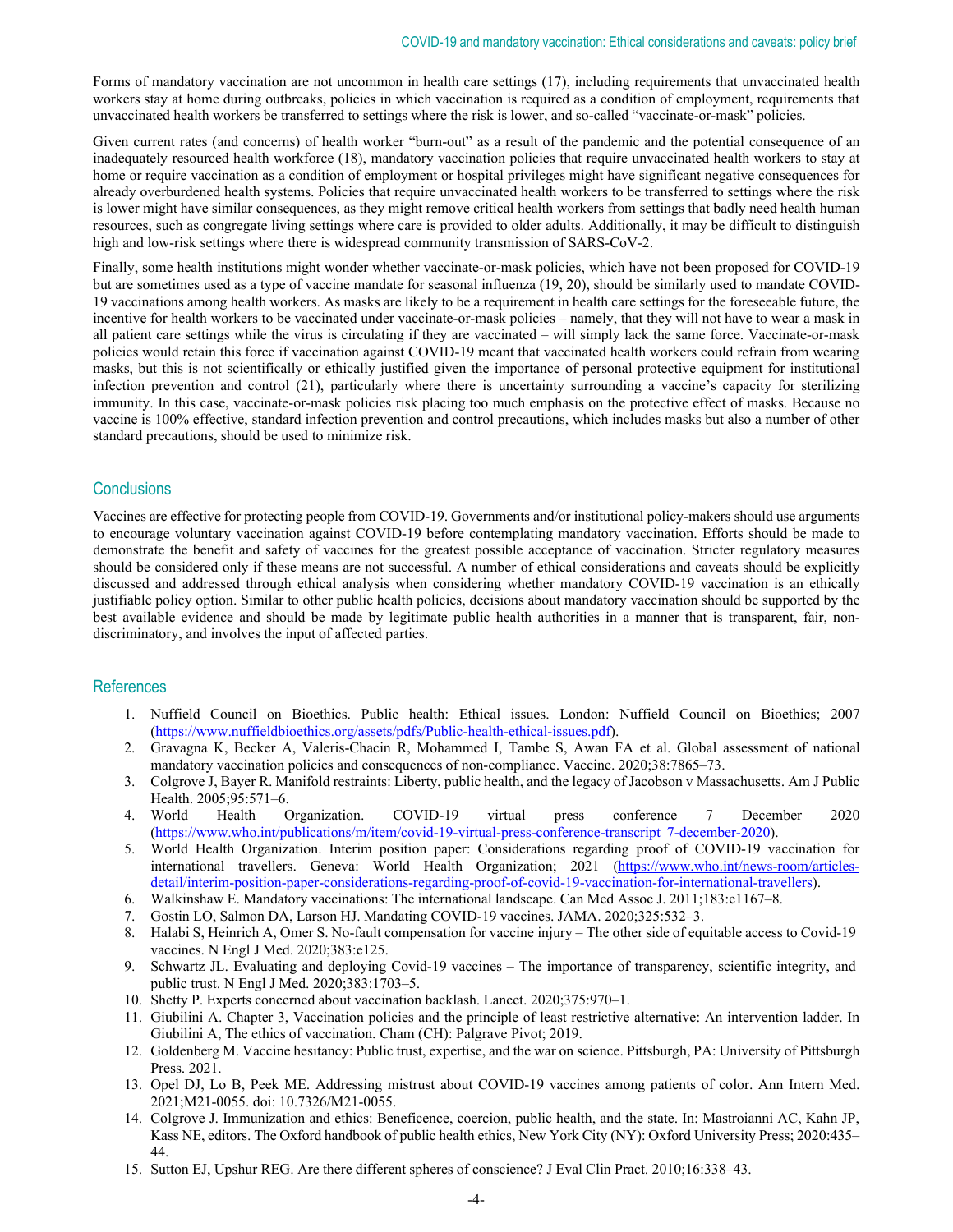Forms of mandatory vaccination are not uncommon in health care settings (17), including requirements that unvaccinated health workers stay at home during outbreaks, policies in which vaccination is required as a condition of employment, requirements that unvaccinated health workers be transferred to settings where the risk is lower, and so-called "vaccinate-or-mask" policies.

Given current rates (and concerns) of health worker "burn-out" as a result of the pandemic and the potential consequence of an inadequately resourced health workforce (18), mandatory vaccination policies that require unvaccinated health workers to stay at home or require vaccination as a condition of employment or hospital privileges might have significant negative consequences for already overburdened health systems. Policies that require unvaccinated health workers to be transferred to settings where the risk is lower might have similar consequences, as they might remove critical health workers from settings that badly need health human resources, such as congregate living settings where care is provided to older adults. Additionally, it may be difficult to distinguish high and low-risk settings where there is widespread community transmission of SARS-CoV-2.

Finally, some health institutions might wonder whether vaccinate-or-mask policies, which have not been proposed for COVID-19 but are sometimes used as a type of vaccine mandate for seasonal influenza (19, 20), should be similarly used to mandate COVID-19 vaccinations among health workers. As masks are likely to be a requirement in health care settings for the foreseeable future, the incentive for health workers to be vaccinated under vaccinate-or-mask policies – namely, that they will not have to wear a mask in all patient care settings while the virus is circulating if they are vaccinated – will simply lack the same force. Vaccinate-or-mask policies would retain this force if vaccination against COVID-19 meant that vaccinated health workers could refrain from wearing masks, but this is not scientifically or ethically justified given the importance of personal protective equipment for institutional infection prevention and control (21), particularly where there is uncertainty surrounding a vaccine's capacity for sterilizing immunity. In this case, vaccinate-or-mask policies risk placing too much emphasis on the protective effect of masks. Because no vaccine is 100% effective, standard infection prevention and control precautions, which includes masks but also a number of other standard precautions, should be used to minimize risk.

## Conclusions

Vaccines are effective for protecting people from COVID-19. Governments and/or institutional policy-makers should use arguments to encourage voluntary vaccination against COVID-19 before contemplating mandatory vaccination. Efforts should be made to demonstrate the benefit and safety of vaccines for the greatest possible acceptance of vaccination. Stricter regulatory measures should be considered only if these means are not successful. A number of ethical considerations and caveats should be explicitly discussed and addressed through ethical analysis when considering whether mandatory COVID-19 vaccination is an ethically justifiable policy option. Similar to other public health policies, decisions about mandatory vaccination should be supported by the best available evidence and should be made by legitimate public health authorities in a manner that is transparent, fair, non-discriminatory, and involves the input of affected parties.

## References

1. Nuffield Council on Bioethics. Public health: Ethical issues. London: Nuffield Council on Bioethics; 2007 (https://www.nuffieldbioethics.org/assets/pdfs/Public-health-ethical-issues.pdf).
2. Gravagna K, Becker A, Valeris-Chacin R, Mohammed I, Tambe S, Awan FA et al. Global assessment of national mandatory vaccination policies and consequences of non-compliance. Vaccine. 2020;38:7865–73.
3. Colgrove J, Bayer R. Manifold restraints: Liberty, public health, and the legacy of Jacobson v Massachusetts. Am J Public Health. 2005;95:571–6.
4. World Health Organization. COVID-19 virtual press conference 7 December 2020 (https://www.who.int/publications/m/item/covid-19-virtual-press-conference-transcript 7-december-2020).
5. World Health Organization. Interim position paper: Considerations regarding proof of COVID-19 vaccination for international travellers. Geneva: World Health Organization; 2021 (https://www.who.int/news-room/articles-detail/interim-position-paper-considerations-regarding-proof-of-covid-19-vaccination-for-international-travellers).
6. Walkinshaw E. Mandatory vaccinations: The international landscape. Can Med Assoc J. 2011;183:e1167–8.
7. Gostin LO, Salmon DA, Larson HJ. Mandating COVID-19 vaccines. JAMA. 2020;325:532–3.
8. Halabi S, Heinrich A, Omer S. No-fault compensation for vaccine injury – The other side of equitable access to Covid-19 vaccines. N Engl J Med. 2020;383:e125.
9. Schwartz JL. Evaluating and deploying Covid-19 vaccines – The importance of transparency, scientific integrity, and public trust. N Engl J Med. 2020;383:1703–5.
10. Shetty P. Experts concerned about vaccination backlash. Lancet. 2020;375:970–1.
11. Giubilini A. Chapter 3, Vaccination policies and the principle of least restrictive alternative: An intervention ladder. In Giubilini A, The ethics of vaccination. Cham (CH): Palgrave Pivot; 2019.
12. Goldenberg M. Vaccine hesitancy: Public trust, expertise, and the war on science. Pittsburgh, PA: University of Pittsburgh Press. 2021.
13. Opel DJ, Lo B, Peek ME. Addressing mistrust about COVID-19 vaccines among patients of color. Ann Intern Med. 2021;M21-0055. doi: 10.7326/M21-0055.
14. Colgrove J. Immunization and ethics: Beneficence, coercion, public health, and the state. In: Mastroianni AC, Kahn JP, Kass NE, editors. The Oxford handbook of public health ethics, New York City (NY): Oxford University Press; 2020:435–44.
15. Sutton EJ, Upshur REG. Are there different spheres of conscience? J Eval Clin Pract. 2010;16:338–43.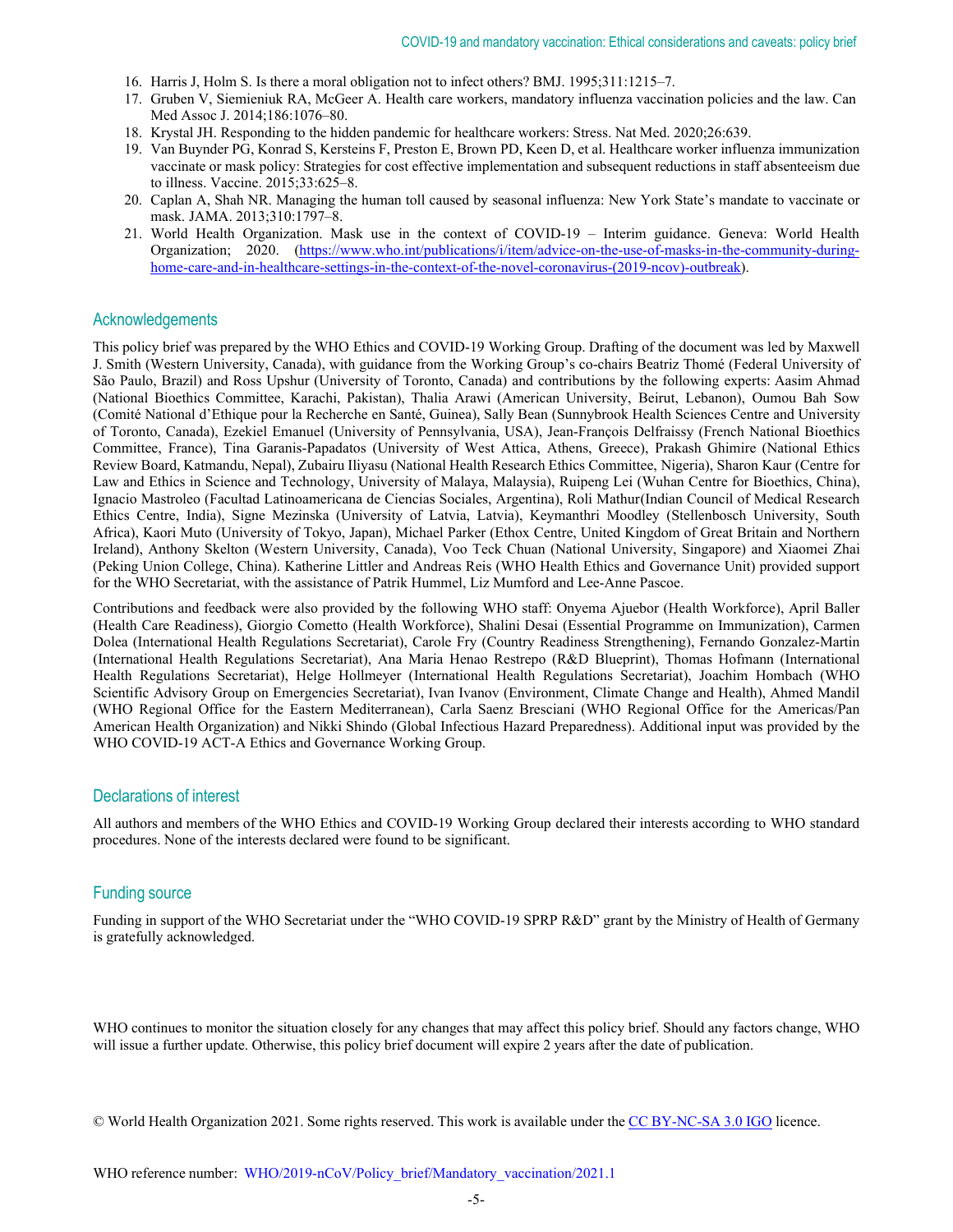16. Harris J, Holm S. Is there a moral obligation not to infect others? BMJ. 1995;311:1215–7.
17. Gruben V, Siemieniuk RA, McGeer A. Health care workers, mandatory influenza vaccination policies and the law. Can Med Assoc J. 2014;186:1076–80.
18. Krystal JH. Responding to the hidden pandemic for healthcare workers: Stress. Nat Med. 2020;26:639.
19. Van Buynder PG, Konrad S, Kersteins F, Preston E, Brown PD, Keen D, et al. Healthcare worker influenza immunization vaccinate or mask policy: Strategies for cost effective implementation and subsequent reductions in staff absenteeism due to illness. Vaccine. 2015;33:625–8.
20. Caplan A, Shah NR. Managing the human toll caused by seasonal influenza: New York State's mandate to vaccinate or mask. JAMA. 2013;310:1797–8.
21. World Health Organization. Mask use in the context of COVID-19 – Interim guidance. Geneva: World Health Organization; 2020. (https://www.who.int/publications/i/item/advice-on-the-use-of-masks-in-the-community-during-home-care-and-in-healthcare-settings-in-the-context-of-the-novel-coronavirus-(2019-ncov)-outbreak).

## Acknowledgements

This policy brief was prepared by the WHO Ethics and COVID-19 Working Group. Drafting of the document was led by Maxwell J. Smith (Western University, Canada), with guidance from the Working Group's co-chairs Beatriz Thomé (Federal University of São Paulo, Brazil) and Ross Upshur (University of Toronto, Canada) and contributions by the following experts: Aasim Ahmad (National Bioethics Committee, Karachi, Pakistan), Thalia Arawi (American University, Beirut, Lebanon), Oumou Bah Sow (Comité National d'Ethique pour la Recherche en Santé, Guinea), Sally Bean (Sunnybrook Health Sciences Centre and University of Toronto, Canada), Ezekiel Emanuel (University of Pennsylvania, USA), Jean-François Delfraissy (French National Bioethics Committee, France), Tina Garanis-Papadatos (University of West Attica, Athens, Greece), Prakash Ghimire (National Ethics Review Board, Katmandu, Nepal), Zubairu Iliyasu (National Health Research Ethics Committee, Nigeria), Sharon Kaur (Centre for Law and Ethics in Science and Technology, University of Malaya, Malaysia), Ruipeng Lei (Wuhan Centre for Bioethics, China), Ignacio Mastroleo (Facultad Latinoamericana de Ciencias Sociales, Argentina), Roli Mathur(Indian Council of Medical Research Ethics Centre, India), Signe Mezinska (University of Latvia, Latvia), Keymanthri Moodley (Stellenbosch University, South Africa), Kaori Muto (University of Tokyo, Japan), Michael Parker (Ethox Centre, United Kingdom of Great Britain and Northern Ireland), Anthony Skelton (Western University, Canada), Voo Teck Chuan (National University, Singapore) and Xiaomei Zhai (Peking Union College, China). Katherine Littler and Andreas Reis (WHO Health Ethics and Governance Unit) provided support for the WHO Secretariat, with the assistance of Patrik Hummel, Liz Mumford and Lee-Anne Pascoe.

Contributions and feedback were also provided by the following WHO staff: Onyema Ajuebor (Health Workforce), April Baller (Health Care Readiness), Giorgio Cometto (Health Workforce), Shalini Desai (Essential Programme on Immunization), Carmen Dolea (International Health Regulations Secretariat), Carole Fry (Country Readiness Strengthening), Fernando Gonzalez-Martin (International Health Regulations Secretariat), Ana Maria Henao Restrepo (R&D Blueprint), Thomas Hofmann (International Health Regulations Secretariat), Helge Hollmeyer (International Health Regulations Secretariat), Joachim Hombach (WHO Scientific Advisory Group on Emergencies Secretariat), Ivan Ivanov (Environment, Climate Change and Health), Ahmed Mandil (WHO Regional Office for the Eastern Mediterranean), Carla Saenz Bresciani (WHO Regional Office for the Americas/Pan American Health Organization) and Nikki Shindo (Global Infectious Hazard Preparedness). Additional input was provided by the WHO COVID-19 ACT-A Ethics and Governance Working Group.

## Declarations of interest

All authors and members of the WHO Ethics and COVID-19 Working Group declared their interests according to WHO standard procedures. None of the interests declared were found to be significant.

## Funding source

Funding in support of the WHO Secretariat under the "WHO COVID-19 SPRP R&D" grant by the Ministry of Health of Germany is gratefully acknowledged.

WHO continues to monitor the situation closely for any changes that may affect this policy brief. Should any factors change, WHO will issue a further update. Otherwise, this policy brief document will expire 2 years after the date of publication.

© World Health Organization 2021. Some rights reserved. This work is available under the CC BY-NC-SA 3.0 IGO licence.

WHO reference number: WHO/2019-nCoV/Policy_brief/Mandatory_vaccination/2021.1